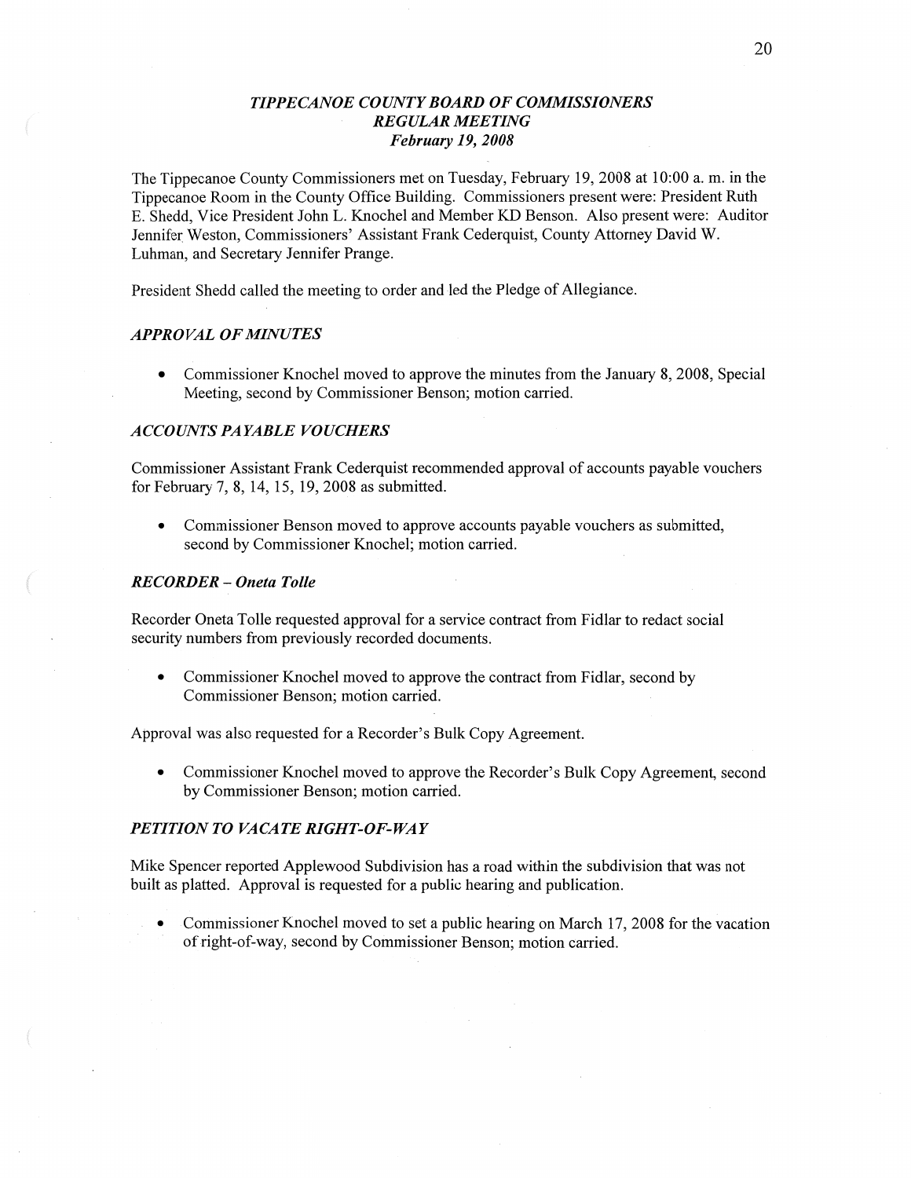# *TIPPECANOE COUNTY BOARD OF COMMISSIONERS*
## *REGULAR MEETING*
### *February 19, 2008*

The Tippecanoe County Commissioners met on Tuesday, February 19, 2008 at 10:00 a. m. in the Tippecanoe Room in the County Office Building. Commissioners present were: President Ruth E. Shedd, Vice President John L. Knochel and Member KD Benson. Also present were: Auditor Jennifer Weston, Commissioners' Assistant Frank Cederquist, County Attorney David W. Luhman, and Secretary Jennifer Prange.

President Shedd called the meeting to order and led the Pledge of Allegiance.

### *APPROVAL OF MINUTES*

- Commissioner Knochel moved to approve the minutes from the January 8, 2008, Special Meeting, second by Commissioner Benson; motion carried.

### *ACCOUNTS PAYABLE VOUCHERS*

Commissioner Assistant Frank Cederquist recommended approval of accounts payable vouchers for February 7, 8, 14, 15, 19, 2008 as submitted.

- Commissioner Benson moved to approve accounts payable vouchers as submitted, second by Commissioner Knochel; motion carried.

### *RECORDER – Oneta Tolle*

Recorder Oneta Tolle requested approval for a service contract from Fidlar to redact social security numbers from previously recorded documents.

- Commissioner Knochel moved to approve the contract from Fidlar, second by Commissioner Benson; motion carried.

Approval was also requested for a Recorder's Bulk Copy Agreement.

- Commissioner Knochel moved to approve the Recorder's Bulk Copy Agreement, second by Commissioner Benson; motion carried.

### *PETITION TO VACATE RIGHT-OF-WAY*

Mike Spencer reported Applewood Subdivision has a road within the subdivision that was not built as platted. Approval is requested for a public hearing and publication.

- Commissioner Knochel moved to set a public hearing on March 17, 2008 for the vacation of right-of-way, second by Commissioner Benson; motion carried.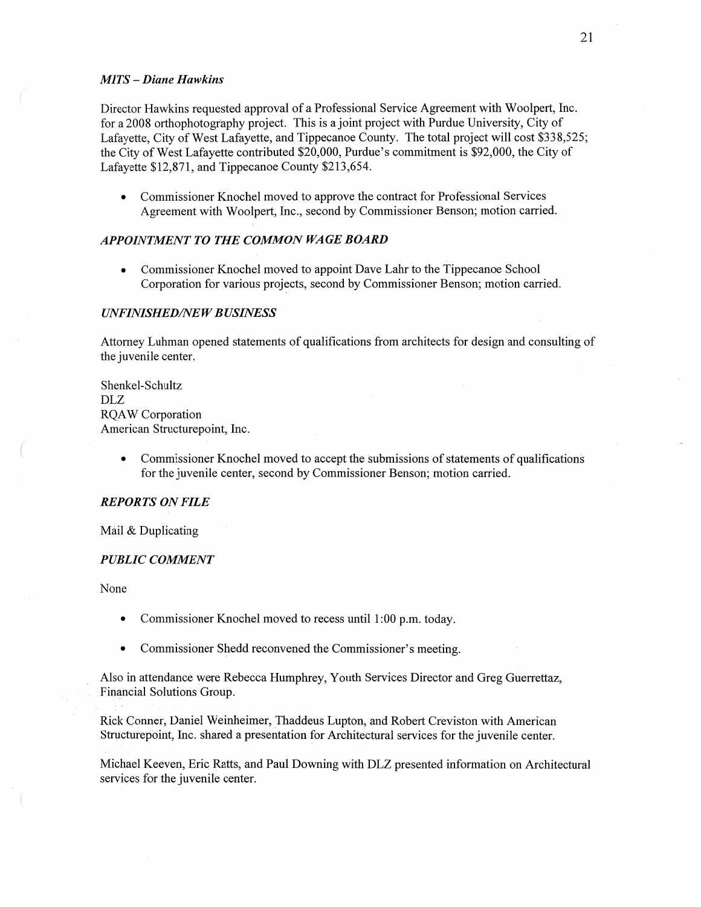### *MITS – Diane Hawkins*

Director Hawkins requested approval of a Professional Service Agreement with Woolpert, Inc. for a 2008 orthophotography project. This is a joint project with Purdue University, City of Lafayette, City of West Lafayette, and Tippecanoe County. The total project will cost $338,525; the City of West Lafayette contributed $20,000, Purdue's commitment is $92,000, the City of Lafayette $12,871, and Tippecanoe County $213,654.

- Commissioner Knochel moved to approve the contract for Professional Services Agreement with Woolpert, Inc., second by Commissioner Benson; motion carried.

### *APPOINTMENT TO THE COMMON WAGE BOARD*

- Commissioner Knochel moved to appoint Dave Lahr to the Tippecanoe School Corporation for various projects, second by Commissioner Benson; motion carried.

### *UNFINISHED/NEW BUSINESS*

Attorney Luhman opened statements of qualifications from architects for design and consulting of the juvenile center.

Shenkel-Schultz
DLZ
RQAW Corporation
American Structurepoint, Inc.

- Commissioner Knochel moved to accept the submissions of statements of qualifications for the juvenile center, second by Commissioner Benson; motion carried.

### *REPORTS ON FILE*

Mail & Duplicating

### *PUBLIC COMMENT*

None

- Commissioner Knochel moved to recess until 1:00 p.m. today.
- Commissioner Shedd reconvened the Commissioner's meeting.

Also in attendance were Rebecca Humphrey, Youth Services Director and Greg Guerrettaz, Financial Solutions Group.

Rick Conner, Daniel Weinheimer, Thaddeus Lupton, and Robert Creviston with American Structurepoint, Inc. shared a presentation for Architectural services for the juvenile center.

Michael Keeven, Eric Ratts, and Paul Downing with DLZ presented information on Architectural services for the juvenile center.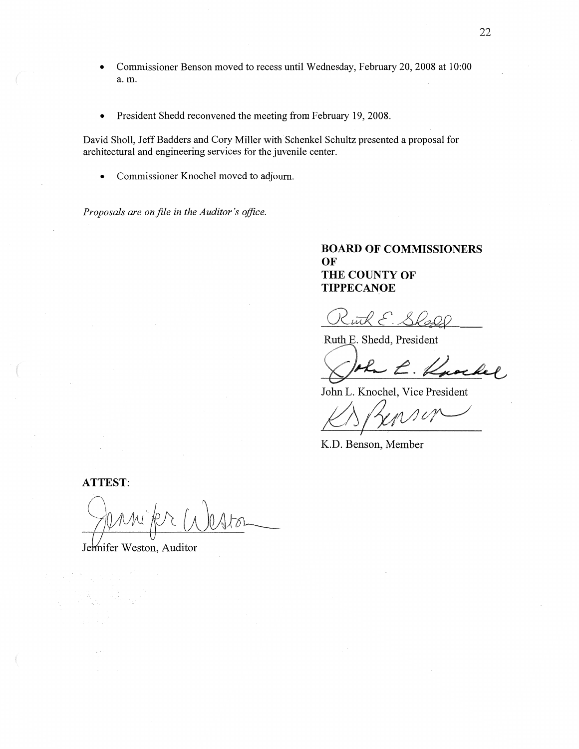- Commissioner Benson moved to recess until Wednesday, February 20, 2008 at 10:00 a. m.

- President Shedd reconvened the meeting from February 19, 2008.

David Sholl, Jeff Badders and Cory Miller with Schenkel Schultz presented a proposal for architectural and engineering services for the juvenile center.

- Commissioner Knochel moved to adjourn.

*Proposals are on file in the Auditor's office.*

**BOARD OF COMMISSIONERS OF THE COUNTY OF TIPPECANOE**

Ruth E. Shedd, President

John L. Knochel, Vice President

K.D. Benson, Member

**ATTEST:**

Jennifer Weston, Auditor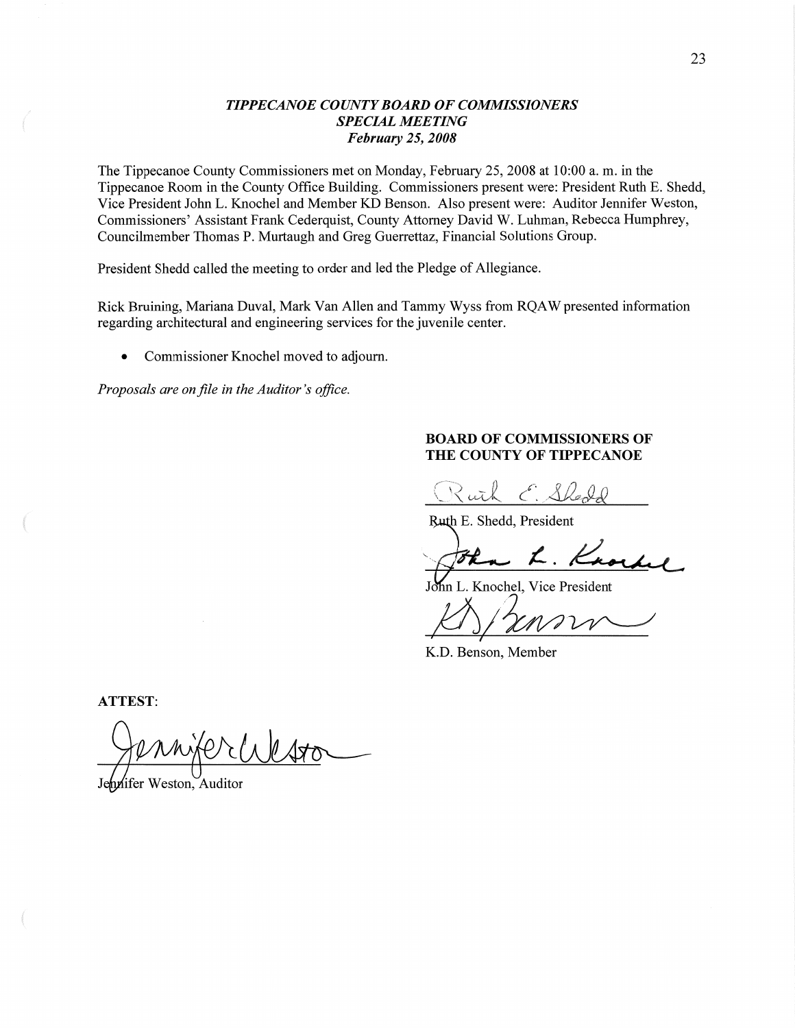### *TIPPECANOE COUNTY BOARD OF COMMISSIONERS*
### *SPECIAL MEETING*
### *February 25, 2008*

The Tippecanoe County Commissioners met on Monday, February 25, 2008 at 10:00 a. m. in the Tippecanoe Room in the County Office Building. Commissioners present were: President Ruth E. Shedd, Vice President John L. Knochel and Member KD Benson. Also present were: Auditor Jennifer Weston, Commissioners' Assistant Frank Cederquist, County Attorney David W. Luhman, Rebecca Humphrey, Councilmember Thomas P. Murtaugh and Greg Guerrettaz, Financial Solutions Group.

President Shedd called the meeting to order and led the Pledge of Allegiance.

Rick Bruining, Mariana Duval, Mark Van Allen and Tammy Wyss from RQAW presented information regarding architectural and engineering services for the juvenile center.

- Commissioner Knochel moved to adjourn.

*Proposals are on file in the Auditor's office.*

**BOARD OF COMMISSIONERS OF THE COUNTY OF TIPPECANOE**

Ruth E. Shedd

Ruth E. Shedd, President

John L. Knochel

John L. Knochel, Vice President

KD Benson

K.D. Benson, Member

**ATTEST:**

Jennifer Weston

Jennifer Weston, Auditor